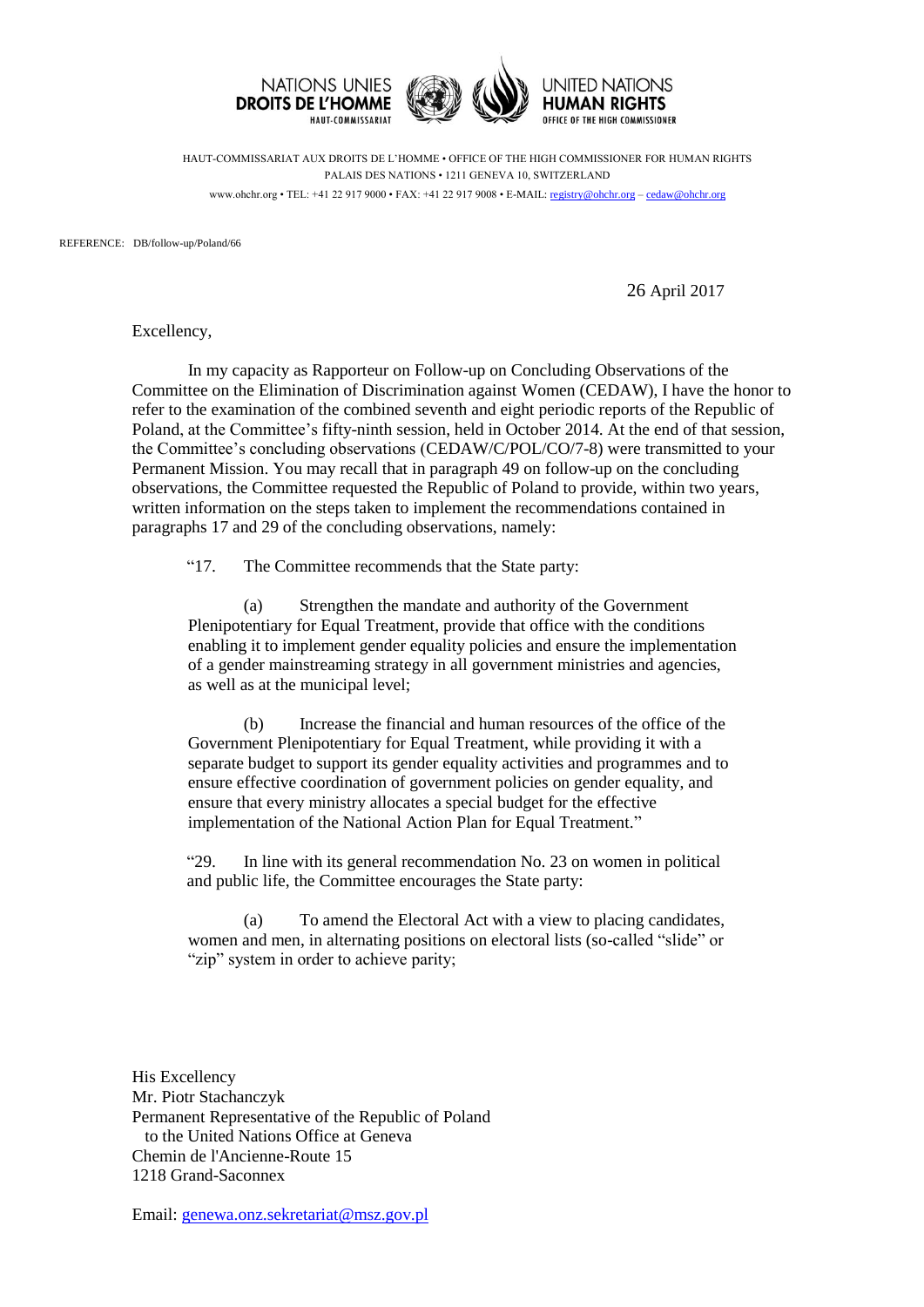NATIONS UNIES
**DROITS DE L'HOMME**
HAUT-COMMISSARIAT

UNITED NATIONS
**HUMAN RIGHTS**
OFFICE OF THE HIGH COMMISSIONER

HAUT-COMMISSARIAT AUX DROITS DE L'HOMME • OFFICE OF THE HIGH COMMISSIONER FOR HUMAN RIGHTS
PALAIS DES NATIONS • 1211 GENEVA 10, SWITZERLAND
www.ohchr.org • TEL: +41 22 917 9000 • FAX: +41 22 917 9008 • E-MAIL: registry@ohchr.org – cedaw@ohchr.org

REFERENCE: DB/follow-up/Poland/66

26 April 2017

Excellency,

In my capacity as Rapporteur on Follow-up on Concluding Observations of the Committee on the Elimination of Discrimination against Women (CEDAW), I have the honor to refer to the examination of the combined seventh and eight periodic reports of the Republic of Poland, at the Committee's fifty-ninth session, held in October 2014. At the end of that session, the Committee's concluding observations (CEDAW/C/POL/CO/7-8) were transmitted to your Permanent Mission. You may recall that in paragraph 49 on follow-up on the concluding observations, the Committee requested the Republic of Poland to provide, within two years, written information on the steps taken to implement the recommendations contained in paragraphs 17 and 29 of the concluding observations, namely:

> "17. The Committee recommends that the State party:
>
> (a) Strengthen the mandate and authority of the Government Plenipotentiary for Equal Treatment, provide that office with the conditions enabling it to implement gender equality policies and ensure the implementation of a gender mainstreaming strategy in all government ministries and agencies, as well as at the municipal level;
>
> (b) Increase the financial and human resources of the office of the Government Plenipotentiary for Equal Treatment, while providing it with a separate budget to support its gender equality activities and programmes and to ensure effective coordination of government policies on gender equality, and ensure that every ministry allocates a special budget for the effective implementation of the National Action Plan for Equal Treatment."
>
> "29. In line with its general recommendation No. 23 on women in political and public life, the Committee encourages the State party:
>
> (a) To amend the Electoral Act with a view to placing candidates, women and men, in alternating positions on electoral lists (so-called "slide" or "zip" system in order to achieve parity;

His Excellency
Mr. Piotr Stachanczyk
Permanent Representative of the Republic of Poland
to the United Nations Office at Geneva
Chemin de l'Ancienne-Route 15
1218 Grand-Saconnex

Email: genewa.onz.sekretariat@msz.gov.pl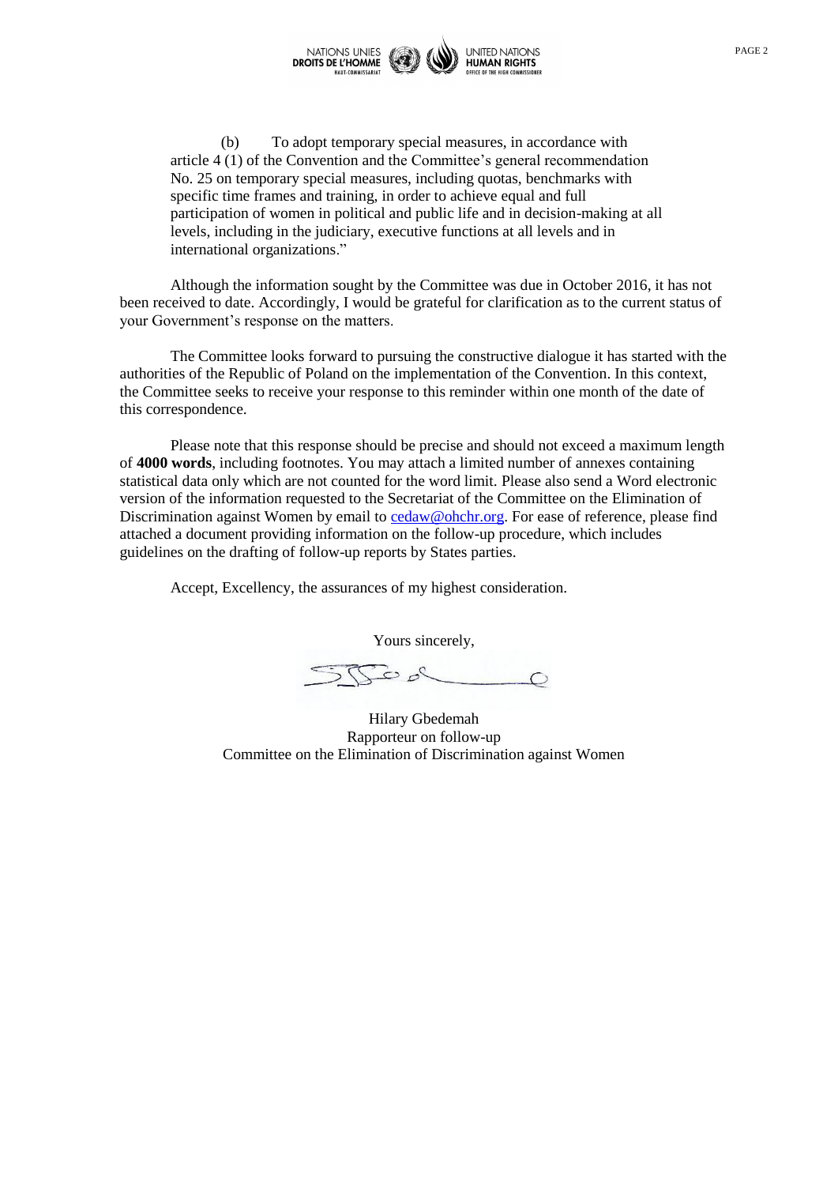(b) To adopt temporary special measures, in accordance with article 4 (1) of the Convention and the Committee's general recommendation No. 25 on temporary special measures, including quotas, benchmarks with specific time frames and training, in order to achieve equal and full participation of women in political and public life and in decision-making at all levels, including in the judiciary, executive functions at all levels and in international organizations."

Although the information sought by the Committee was due in October 2016, it has not been received to date. Accordingly, I would be grateful for clarification as to the current status of your Government's response on the matters.

The Committee looks forward to pursuing the constructive dialogue it has started with the authorities of the Republic of Poland on the implementation of the Convention. In this context, the Committee seeks to receive your response to this reminder within one month of the date of this correspondence.

Please note that this response should be precise and should not exceed a maximum length of **4000 words**, including footnotes. You may attach a limited number of annexes containing statistical data only which are not counted for the word limit. Please also send a Word electronic version of the information requested to the Secretariat of the Committee on the Elimination of Discrimination against Women by email to cedaw@ohchr.org. For ease of reference, please find attached a document providing information on the follow-up procedure, which includes guidelines on the drafting of follow-up reports by States parties.

Accept, Excellency, the assurances of my highest consideration.

Yours sincerely,

Hilary Gbedemah
Rapporteur on follow-up
Committee on the Elimination of Discrimination against Women